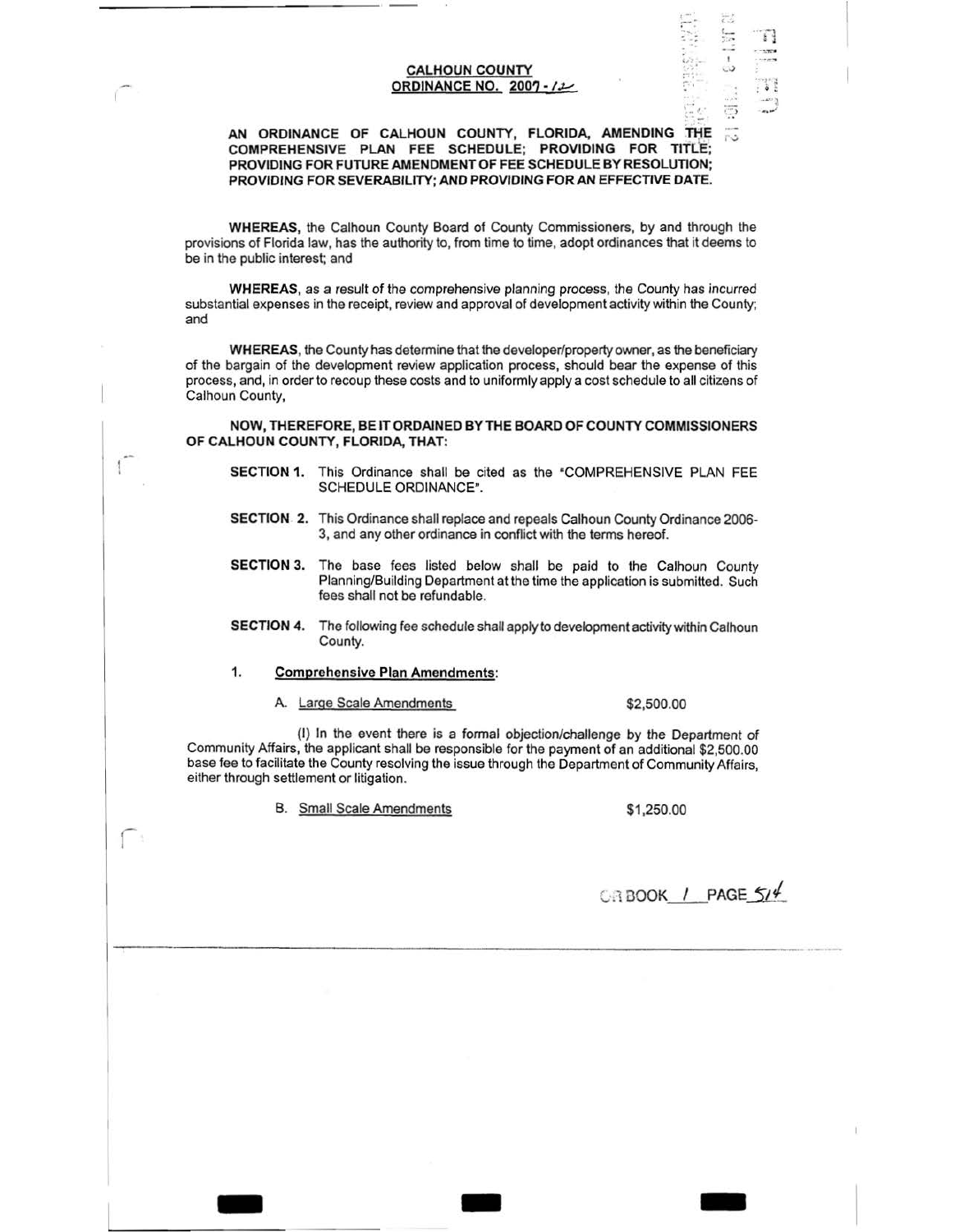**CALHOUN COUNTY**
**ORDINANCE NO. 2007-12**

**AN ORDINANCE OF CALHOUN COUNTY, FLORIDA, AMENDING THE COMPREHENSIVE PLAN FEE SCHEDULE; PROVIDING FOR TITLE; PROVIDING FOR FUTURE AMENDMENT OF FEE SCHEDULE BY RESOLUTION; PROVIDING FOR SEVERABILITY; AND PROVIDING FOR AN EFFECTIVE DATE.**

**WHEREAS,** the Calhoun County Board of County Commissioners, by and through the provisions of Florida law, has the authority to, from time to time, adopt ordinances that it deems to be in the public interest; and

**WHEREAS,** as a result of the comprehensive planning process, the County has incurred substantial expenses in the receipt, review and approval of development activity within the County; and

**WHEREAS,** the County has determine that the developer/property owner, as the beneficiary of the bargain of the development review application process, should bear the expense of this process, and, in order to recoup these costs and to uniformly apply a cost schedule to all citizens of Calhoun County,

**NOW, THEREFORE, BE IT ORDAINED BY THE BOARD OF COUNTY COMMISSIONERS OF CALHOUN COUNTY, FLORIDA, THAT:**

**SECTION 1.** This Ordinance shall be cited as the "COMPREHENSIVE PLAN FEE SCHEDULE ORDINANCE".

**SECTION 2.** This Ordinance shall replace and repeals Calhoun County Ordinance 2006-3, and any other ordinance in conflict with the terms hereof.

**SECTION 3.** The base fees listed below shall be paid to the Calhoun County Planning/Building Department at the time the application is submitted. Such fees shall not be refundable.

**SECTION 4.** The following fee schedule shall apply to development activity within Calhoun County.

1. **Comprehensive Plan Amendments:**

   A. Large Scale Amendments — $2,500.00

   (I) In the event there is a formal objection/challenge by the Department of Community Affairs, the applicant shall be responsible for the payment of an additional $2,500.00 base fee to facilitate the County resolving the issue through the Department of Community Affairs, either through settlement or litigation.

   B. Small Scale Amendments — $1,250.00

OR BOOK 1 PAGE 514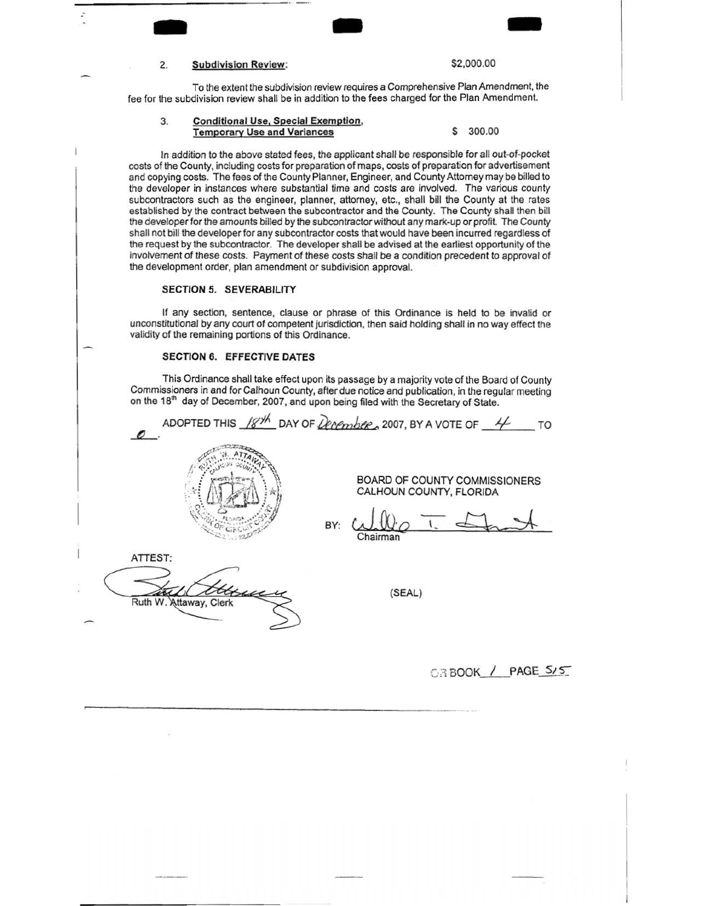2. **Subdivision Review:** $2,000.00

To the extent the subdivision review requires a Comprehensive Plan Amendment, the fee for the subdivision review shall be in addition to the fees charged for the Plan Amendment.

3. **Conditional Use, Special Exemption, Temporary Use and Variances** $ 300.00

In addition to the above stated fees, the applicant shall be responsible for all out-of-pocket costs of the County, including costs for preparation of maps, costs of preparation for advertisement and copying costs. The fees of the County Planner, Engineer, and County Attorney may be billed to the developer in instances where substantial time and costs are involved. The various county subcontractors such as the engineer, planner, attorney, etc., shall bill the County at the rates established by the contract between the subcontractor and the County. The County shall then bill the developer for the amounts billed by the subcontractor without any mark-up or profit. The County shall not bill the developer for any subcontractor costs that would have been incurred regardless of the request by the subcontractor. The developer shall be advised at the earliest opportunity of the involvement of these costs. Payment of these costs shall be a condition precedent to approval of the development order, plan amendment or subdivision approval.

**SECTION 5. SEVERABILITY**

If any section, sentence, clause or phrase of this Ordinance is held to be invalid or unconstitutional by any court of competent jurisdiction, then said holding shall in no way effect the validity of the remaining portions of this Ordinance.

**SECTION 6. EFFECTIVE DATES**

This Ordinance shall take effect upon its passage by a majority vote of the Board of County Commissioners in and for Calhoun County, after due notice and publication, in the regular meeting on the 18th day of December, 2007, and upon being filed with the Secretary of State.

ADOPTED THIS 18th DAY OF December, 2007, BY A VOTE OF 4 TO 0.

BOARD OF COUNTY COMMISSIONERS
CALHOUN COUNTY, FLORIDA

BY: ______________________
Chairman

ATTEST:

______________________
Ruth W. Attaway, Clerk

(SEAL)

OR BOOK 1 PAGE 515